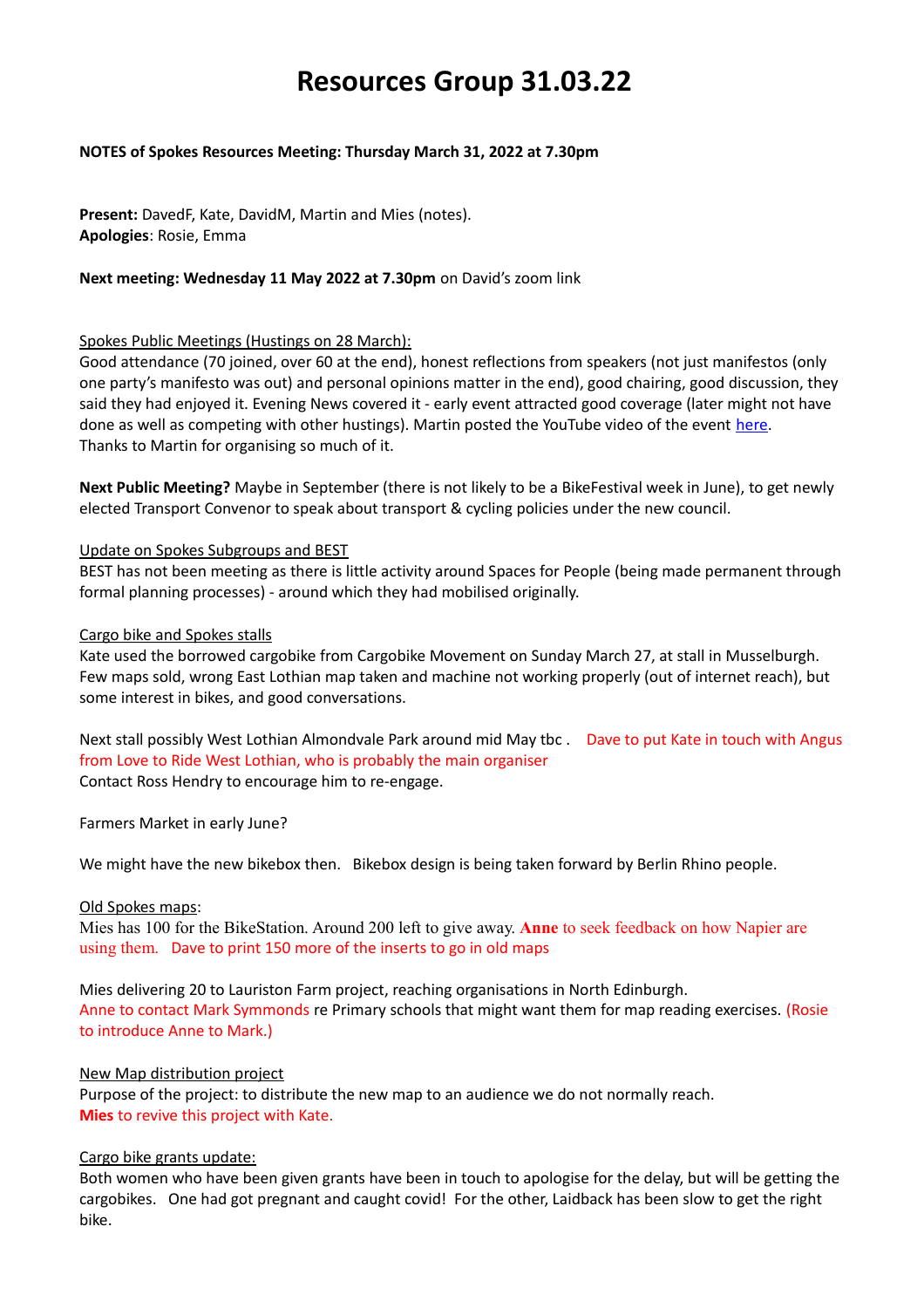# Resources Group 31.03.22

**NOTES of Spokes Resources Meeting: Thursday March 31, 2022 at 7.30pm**

**Present:** DavedF, Kate, DavidM, Martin and Mies (notes).
**Apologies**: Rosie, Emma

**Next meeting: Wednesday 11 May 2022 at 7.30pm** on David's zoom link

<u>Spokes Public Meetings (Hustings on 28 March):</u>
Good attendance (70 joined, over 60 at the end), honest reflections from speakers (not just manifestos (only one party's manifesto was out) and personal opinions matter in the end), good chairing, good discussion, they said they had enjoyed it. Evening News covered it - early event attracted good coverage (later might not have done as well as competing with other hustings). Martin posted the YouTube video of the event here.
Thanks to Martin for organising so much of it.

**Next Public Meeting?** Maybe in September (there is not likely to be a BikeFestival week in June), to get newly elected Transport Convenor to speak about transport & cycling policies under the new council.

<u>Update on Spokes Subgroups and BEST</u>
BEST has not been meeting as there is little activity around Spaces for People (being made permanent through formal planning processes) - around which they had mobilised originally.

<u>Cargo bike and Spokes stalls</u>
Kate used the borrowed cargobike from Cargobike Movement on Sunday March 27, at stall in Musselburgh. Few maps sold, wrong East Lothian map taken and machine not working properly (out of internet reach), but some interest in bikes, and good conversations.

Next stall possibly West Lothian Almondvale Park around mid May tbc . Dave to put Kate in touch with Angus from Love to Ride West Lothian, who is probably the main organiser
Contact Ross Hendry to encourage him to re-engage.

Farmers Market in early June?

We might have the new bikebox then. Bikebox design is being taken forward by Berlin Rhino people.

<u>Old Spokes maps</u>:
Mies has 100 for the BikeStation. Around 200 left to give away. **Anne** to seek feedback on how Napier are using them. Dave to print 150 more of the inserts to go in old maps

Mies delivering 20 to Lauriston Farm project, reaching organisations in North Edinburgh.
Anne to contact Mark Symmonds re Primary schools that might want them for map reading exercises. (Rosie to introduce Anne to Mark.)

<u>New Map distribution project</u>
Purpose of the project: to distribute the new map to an audience we do not normally reach.
**Mies** to revive this project with Kate.

<u>Cargo bike grants update:</u>
Both women who have been given grants have been in touch to apologise for the delay, but will be getting the cargobikes. One had got pregnant and caught covid! For the other, Laidback has been slow to get the right bike.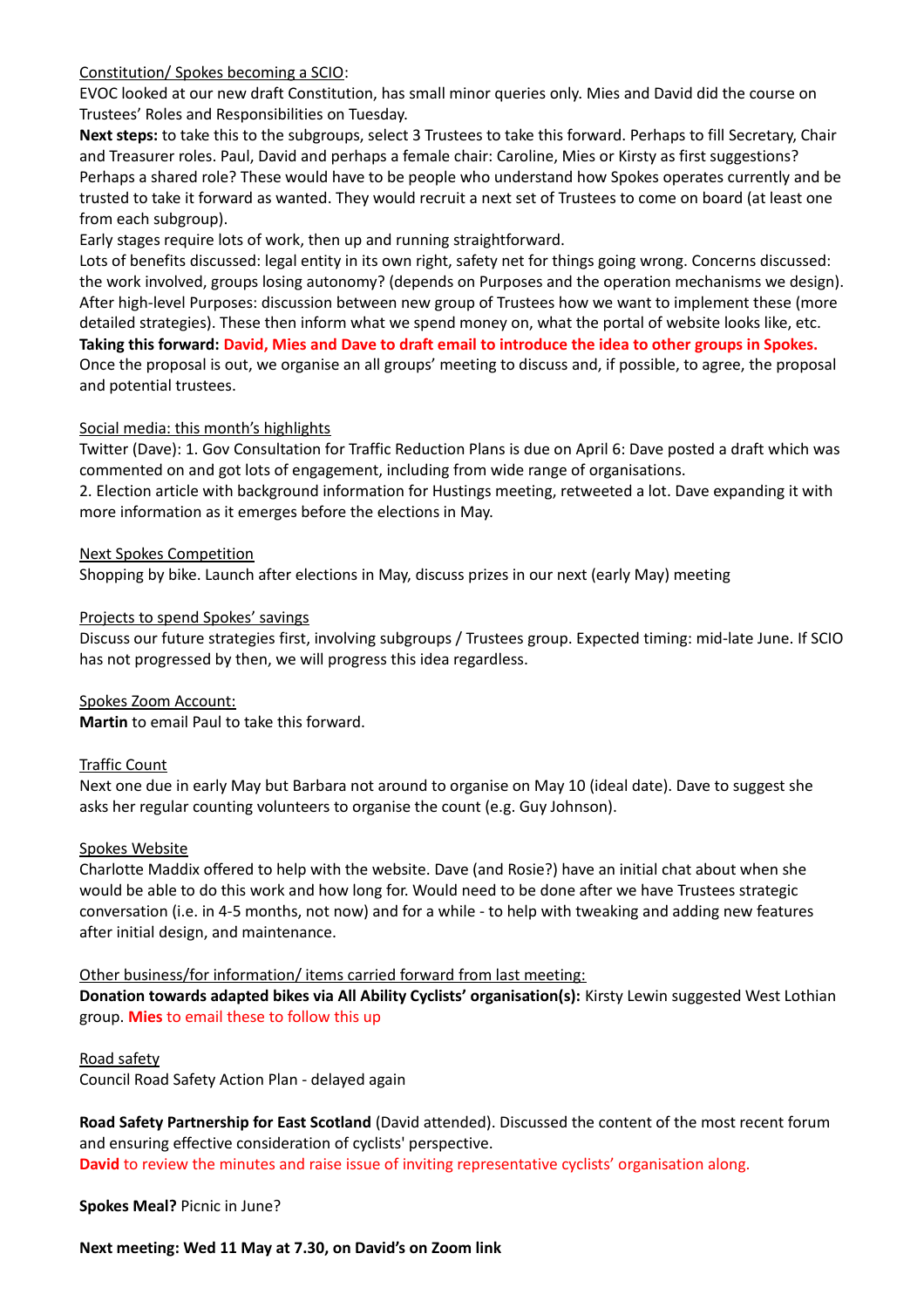Constitution/ Spokes becoming a SCIO:

EVOC looked at our new draft Constitution, has small minor queries only. Mies and David did the course on Trustees' Roles and Responsibilities on Tuesday.

**Next steps:** to take this to the subgroups, select 3 Trustees to take this forward. Perhaps to fill Secretary, Chair and Treasurer roles. Paul, David and perhaps a female chair: Caroline, Mies or Kirsty as first suggestions? Perhaps a shared role? These would have to be people who understand how Spokes operates currently and be trusted to take it forward as wanted. They would recruit a next set of Trustees to come on board (at least one from each subgroup).

Early stages require lots of work, then up and running straightforward.

Lots of benefits discussed: legal entity in its own right, safety net for things going wrong. Concerns discussed: the work involved, groups losing autonomy? (depends on Purposes and the operation mechanisms we design). After high-level Purposes: discussion between new group of Trustees how we want to implement these (more detailed strategies). These then inform what we spend money on, what the portal of website looks like, etc.

**Taking this forward: David, Mies and Dave to draft email to introduce the idea to other groups in Spokes.** Once the proposal is out, we organise an all groups' meeting to discuss and, if possible, to agree, the proposal and potential trustees.

Social media: this month's highlights

Twitter (Dave): 1. Gov Consultation for Traffic Reduction Plans is due on April 6: Dave posted a draft which was commented on and got lots of engagement, including from wide range of organisations.

2. Election article with background information for Hustings meeting, retweeted a lot. Dave expanding it with more information as it emerges before the elections in May.

Next Spokes Competition

Shopping by bike. Launch after elections in May, discuss prizes in our next (early May) meeting

Projects to spend Spokes' savings

Discuss our future strategies first, involving subgroups / Trustees group. Expected timing: mid-late June. If SCIO has not progressed by then, we will progress this idea regardless.

Spokes Zoom Account:

**Martin** to email Paul to take this forward.

Traffic Count

Next one due in early May but Barbara not around to organise on May 10 (ideal date). Dave to suggest she asks her regular counting volunteers to organise the count (e.g. Guy Johnson).

Spokes Website

Charlotte Maddix offered to help with the website. Dave (and Rosie?) have an initial chat about when she would be able to do this work and how long for. Would need to be done after we have Trustees strategic conversation (i.e. in 4-5 months, not now) and for a while - to help with tweaking and adding new features after initial design, and maintenance.

Other business/for information/ items carried forward from last meeting:

**Donation towards adapted bikes via All Ability Cyclists' organisation(s):** Kirsty Lewin suggested West Lothian group. **Mies** to email these to follow this up

Road safety

Council Road Safety Action Plan - delayed again

**Road Safety Partnership for East Scotland** (David attended). Discussed the content of the most recent forum and ensuring effective consideration of cyclists' perspective.

**David** to review the minutes and raise issue of inviting representative cyclists' organisation along.

**Spokes Meal?** Picnic in June?

**Next meeting: Wed 11 May at 7.30, on David's on Zoom link**